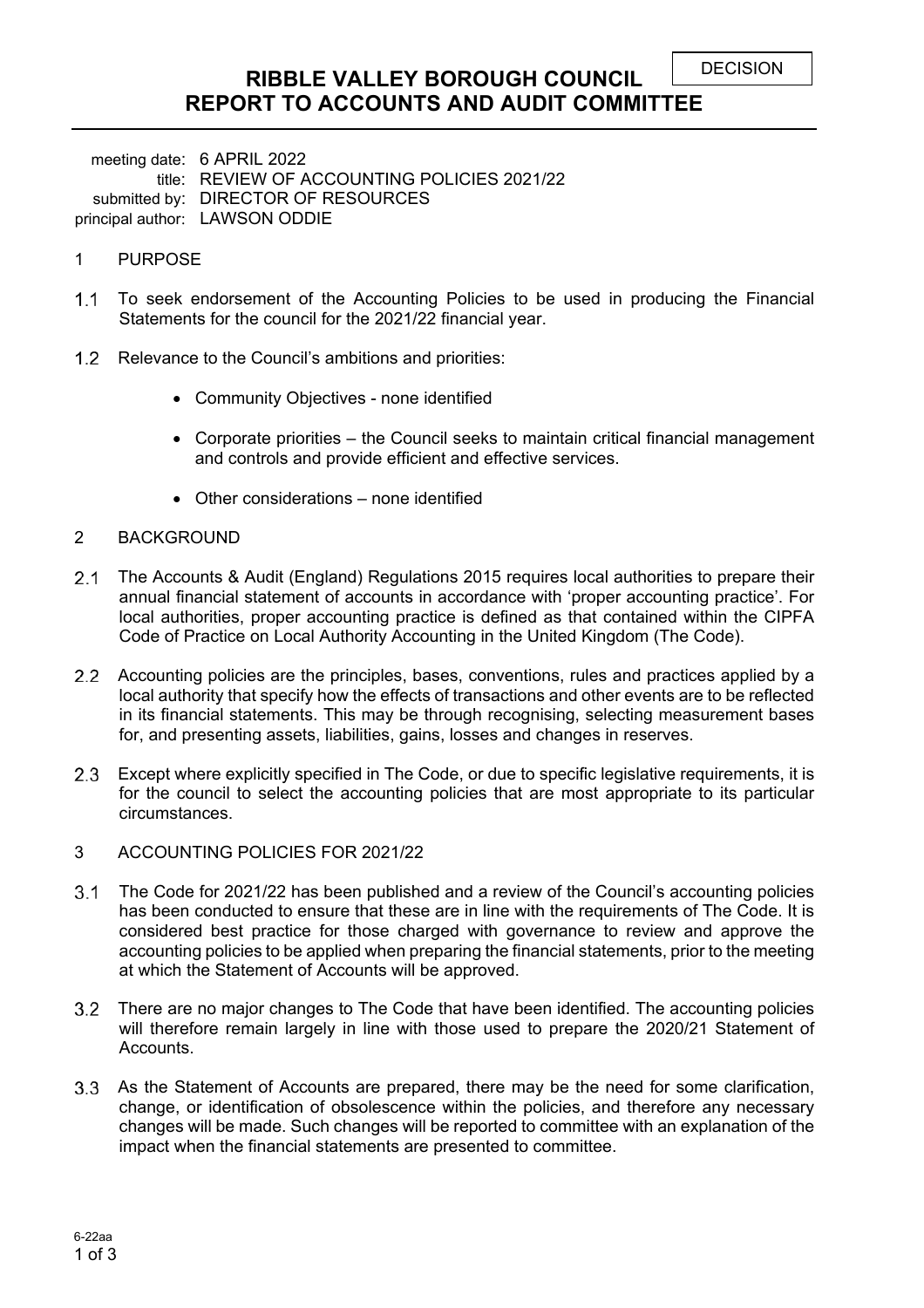DECISION

# RIBBLE VALLEY BOROUGH COUNCIL
# REPORT TO ACCOUNTS AND AUDIT COMMITTEE

meeting date: 6 APRIL 2022
title: REVIEW OF ACCOUNTING POLICIES 2021/22
submitted by: DIRECTOR OF RESOURCES
principal author: LAWSON ODDIE

## 1 PURPOSE

1.1 To seek endorsement of the Accounting Policies to be used in producing the Financial Statements for the council for the 2021/22 financial year.

1.2 Relevance to the Council's ambitions and priorities:

- Community Objectives - none identified
- Corporate priorities – the Council seeks to maintain critical financial management and controls and provide efficient and effective services.
- Other considerations – none identified

## 2 BACKGROUND

2.1 The Accounts & Audit (England) Regulations 2015 requires local authorities to prepare their annual financial statement of accounts in accordance with 'proper accounting practice'. For local authorities, proper accounting practice is defined as that contained within the CIPFA Code of Practice on Local Authority Accounting in the United Kingdom (The Code).

2.2 Accounting policies are the principles, bases, conventions, rules and practices applied by a local authority that specify how the effects of transactions and other events are to be reflected in its financial statements. This may be through recognising, selecting measurement bases for, and presenting assets, liabilities, gains, losses and changes in reserves.

2.3 Except where explicitly specified in The Code, or due to specific legislative requirements, it is for the council to select the accounting policies that are most appropriate to its particular circumstances.

## 3 ACCOUNTING POLICIES FOR 2021/22

3.1 The Code for 2021/22 has been published and a review of the Council's accounting policies has been conducted to ensure that these are in line with the requirements of The Code. It is considered best practice for those charged with governance to review and approve the accounting policies to be applied when preparing the financial statements, prior to the meeting at which the Statement of Accounts will be approved.

3.2 There are no major changes to The Code that have been identified. The accounting policies will therefore remain largely in line with those used to prepare the 2020/21 Statement of Accounts.

3.3 As the Statement of Accounts are prepared, there may be the need for some clarification, change, or identification of obsolescence within the policies, and therefore any necessary changes will be made. Such changes will be reported to committee with an explanation of the impact when the financial statements are presented to committee.

6-22aa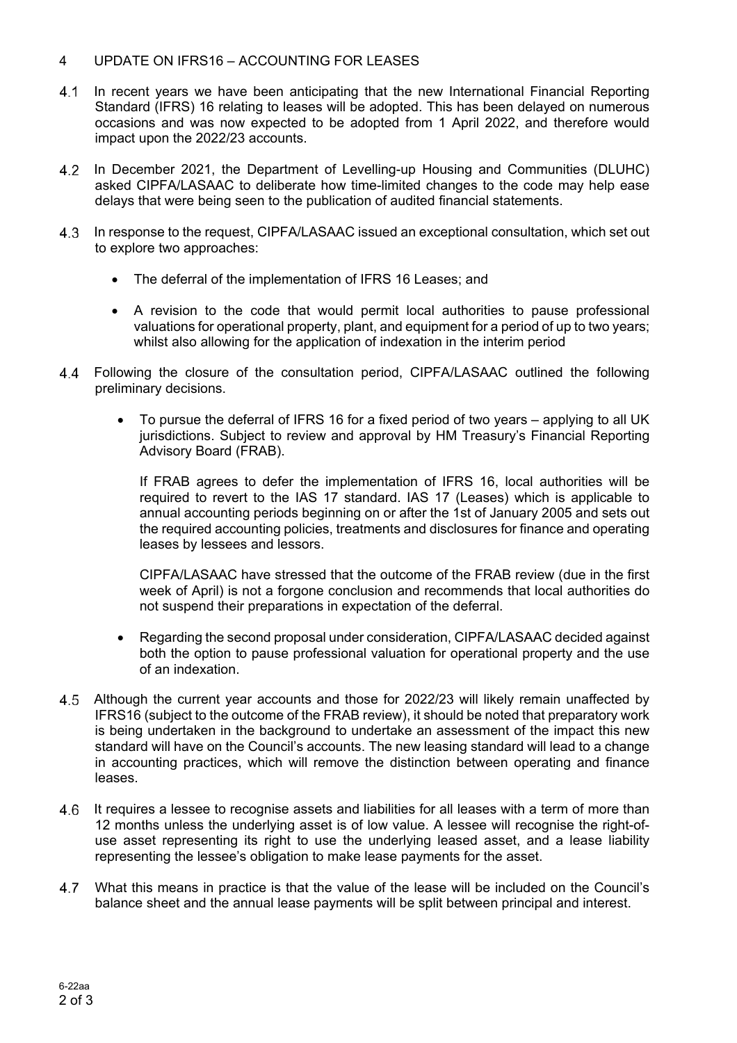## 4 UPDATE ON IFRS16 – ACCOUNTING FOR LEASES

4.1 In recent years we have been anticipating that the new International Financial Reporting Standard (IFRS) 16 relating to leases will be adopted. This has been delayed on numerous occasions and was now expected to be adopted from 1 April 2022, and therefore would impact upon the 2022/23 accounts.

4.2 In December 2021, the Department of Levelling-up Housing and Communities (DLUHC) asked CIPFA/LASAAC to deliberate how time-limited changes to the code may help ease delays that were being seen to the publication of audited financial statements.

4.3 In response to the request, CIPFA/LASAAC issued an exceptional consultation, which set out to explore two approaches:

- The deferral of the implementation of IFRS 16 Leases; and
- A revision to the code that would permit local authorities to pause professional valuations for operational property, plant, and equipment for a period of up to two years; whilst also allowing for the application of indexation in the interim period

4.4 Following the closure of the consultation period, CIPFA/LASAAC outlined the following preliminary decisions.

- To pursue the deferral of IFRS 16 for a fixed period of two years – applying to all UK jurisdictions. Subject to review and approval by HM Treasury's Financial Reporting Advisory Board (FRAB).

  If FRAB agrees to defer the implementation of IFRS 16, local authorities will be required to revert to the IAS 17 standard. IAS 17 (Leases) which is applicable to annual accounting periods beginning on or after the 1st of January 2005 and sets out the required accounting policies, treatments and disclosures for finance and operating leases by lessees and lessors.

  CIPFA/LASAAC have stressed that the outcome of the FRAB review (due in the first week of April) is not a forgone conclusion and recommends that local authorities do not suspend their preparations in expectation of the deferral.

- Regarding the second proposal under consideration, CIPFA/LASAAC decided against both the option to pause professional valuation for operational property and the use of an indexation.

4.5 Although the current year accounts and those for 2022/23 will likely remain unaffected by IFRS16 (subject to the outcome of the FRAB review), it should be noted that preparatory work is being undertaken in the background to undertake an assessment of the impact this new standard will have on the Council's accounts. The new leasing standard will lead to a change in accounting practices, which will remove the distinction between operating and finance leases.

4.6 It requires a lessee to recognise assets and liabilities for all leases with a term of more than 12 months unless the underlying asset is of low value. A lessee will recognise the right-of-use asset representing its right to use the underlying leased asset, and a lease liability representing the lessee's obligation to make lease payments for the asset.

4.7 What this means in practice is that the value of the lease will be included on the Council's balance sheet and the annual lease payments will be split between principal and interest.

6-22aa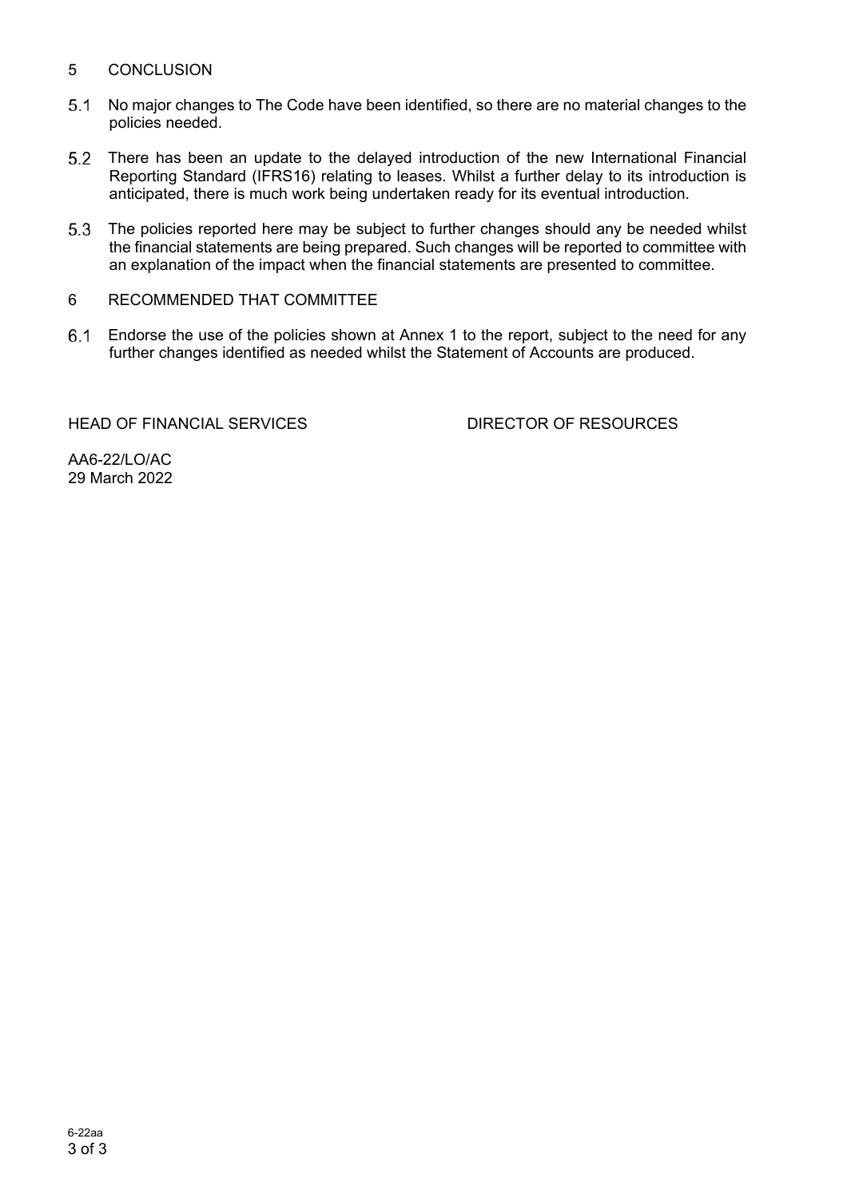## 5 CONCLUSION

5.1 No major changes to The Code have been identified, so there are no material changes to the policies needed.

5.2 There has been an update to the delayed introduction of the new International Financial Reporting Standard (IFRS16) relating to leases. Whilst a further delay to its introduction is anticipated, there is much work being undertaken ready for its eventual introduction.

5.3 The policies reported here may be subject to further changes should any be needed whilst the financial statements are being prepared. Such changes will be reported to committee with an explanation of the impact when the financial statements are presented to committee.

## 6 RECOMMENDED THAT COMMITTEE

6.1 Endorse the use of the policies shown at Annex 1 to the report, subject to the need for any further changes identified as needed whilst the Statement of Accounts are produced.

HEAD OF FINANCIAL SERVICES DIRECTOR OF RESOURCES

AA6-22/LO/AC
29 March 2022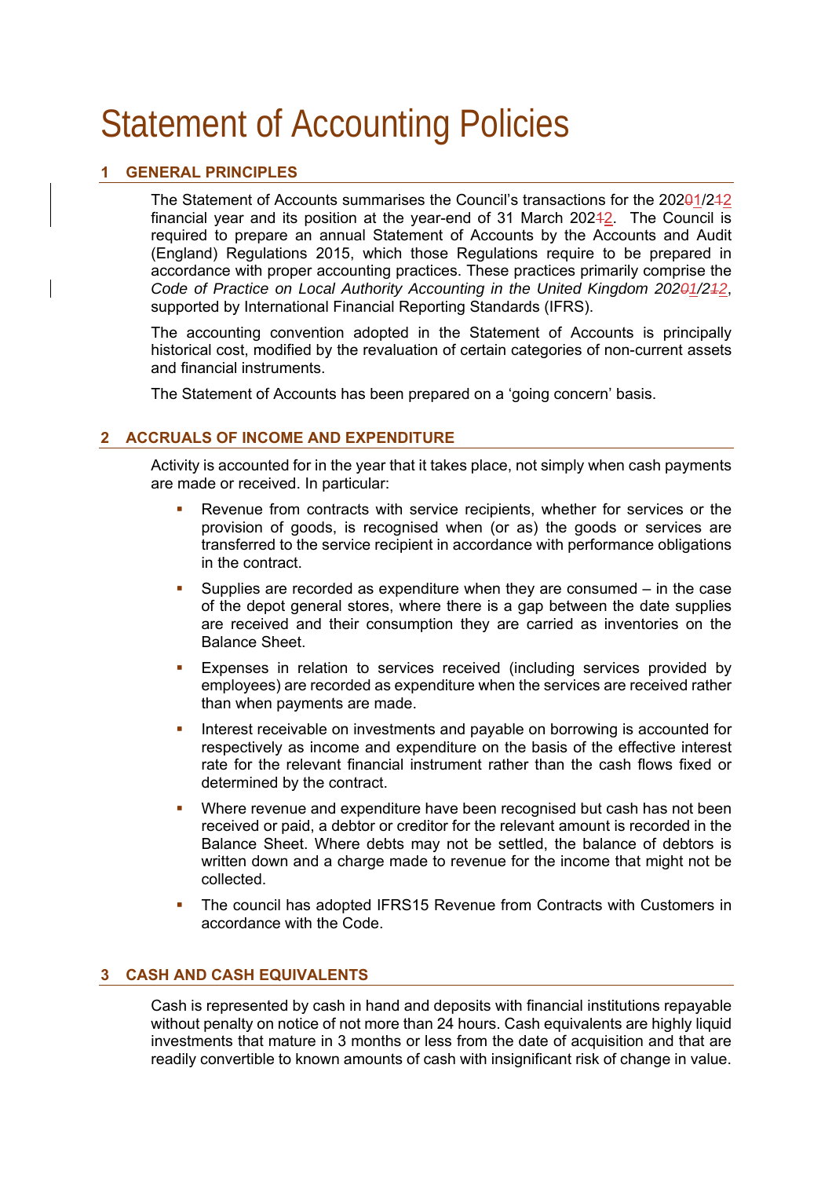# Statement of Accounting Policies

## 1 GENERAL PRINCIPLES

The Statement of Accounts summarises the Council's transactions for the 202~~0~~1/2~~1~~2 financial year and its position at the year-end of 31 March 202~~1~~2. The Council is required to prepare an annual Statement of Accounts by the Accounts and Audit (England) Regulations 2015, which those Regulations require to be prepared in accordance with proper accounting practices. These practices primarily comprise the *Code of Practice on Local Authority Accounting in the United Kingdom 202~~0~~1/2~~1~~2*, supported by International Financial Reporting Standards (IFRS).

The accounting convention adopted in the Statement of Accounts is principally historical cost, modified by the revaluation of certain categories of non-current assets and financial instruments.

The Statement of Accounts has been prepared on a 'going concern' basis.

## 2 ACCRUALS OF INCOME AND EXPENDITURE

Activity is accounted for in the year that it takes place, not simply when cash payments are made or received. In particular:

- Revenue from contracts with service recipients, whether for services or the provision of goods, is recognised when (or as) the goods or services are transferred to the service recipient in accordance with performance obligations in the contract.
- Supplies are recorded as expenditure when they are consumed – in the case of the depot general stores, where there is a gap between the date supplies are received and their consumption they are carried as inventories on the Balance Sheet.
- Expenses in relation to services received (including services provided by employees) are recorded as expenditure when the services are received rather than when payments are made.
- Interest receivable on investments and payable on borrowing is accounted for respectively as income and expenditure on the basis of the effective interest rate for the relevant financial instrument rather than the cash flows fixed or determined by the contract.
- Where revenue and expenditure have been recognised but cash has not been received or paid, a debtor or creditor for the relevant amount is recorded in the Balance Sheet. Where debts may not be settled, the balance of debtors is written down and a charge made to revenue for the income that might not be collected.
- The council has adopted IFRS15 Revenue from Contracts with Customers in accordance with the Code.

## 3 CASH AND CASH EQUIVALENTS

Cash is represented by cash in hand and deposits with financial institutions repayable without penalty on notice of not more than 24 hours. Cash equivalents are highly liquid investments that mature in 3 months or less from the date of acquisition and that are readily convertible to known amounts of cash with insignificant risk of change in value.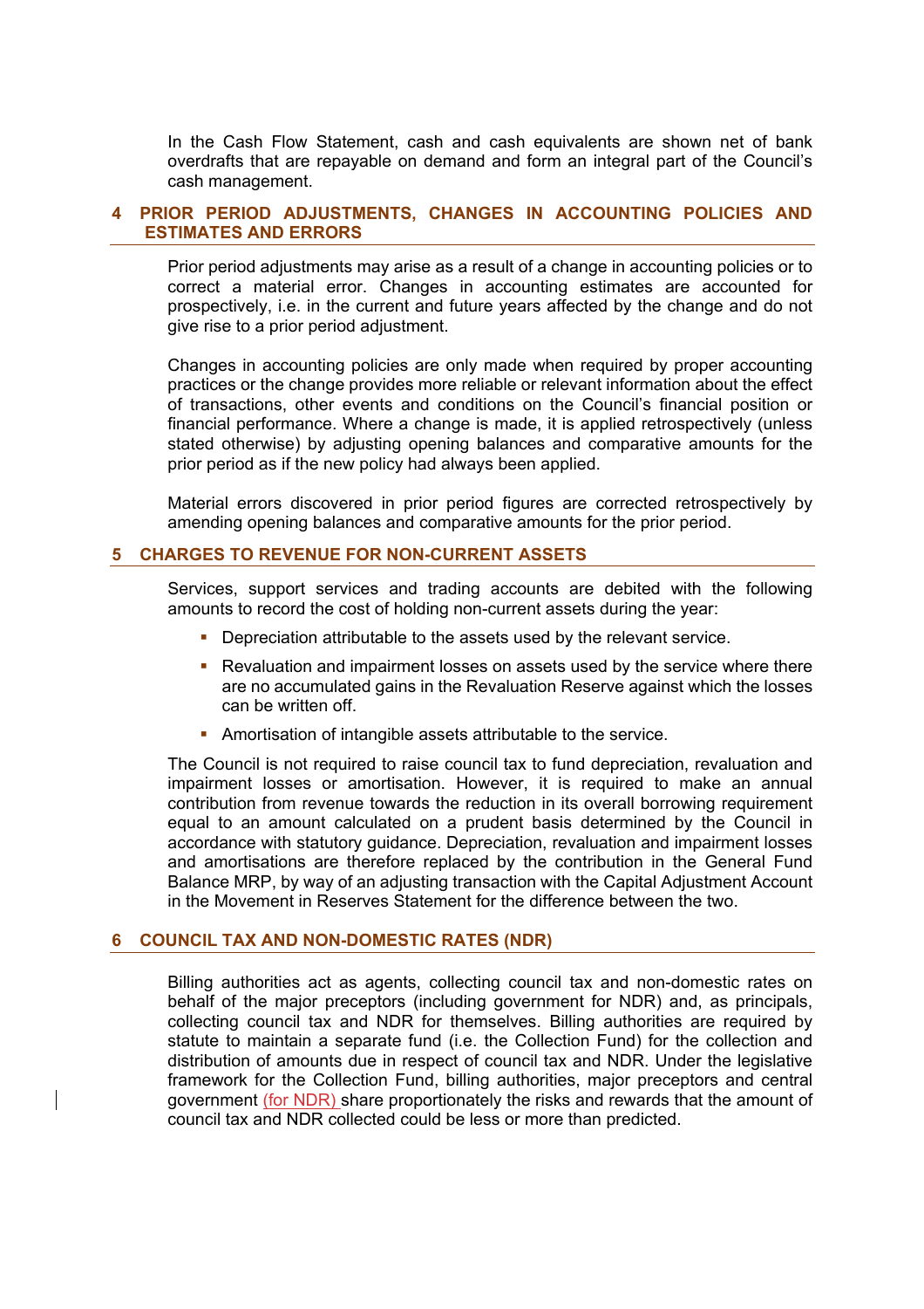In the Cash Flow Statement, cash and cash equivalents are shown net of bank overdrafts that are repayable on demand and form an integral part of the Council's cash management.

## 4 PRIOR PERIOD ADJUSTMENTS, CHANGES IN ACCOUNTING POLICIES AND ESTIMATES AND ERRORS

Prior period adjustments may arise as a result of a change in accounting policies or to correct a material error. Changes in accounting estimates are accounted for prospectively, i.e. in the current and future years affected by the change and do not give rise to a prior period adjustment.

Changes in accounting policies are only made when required by proper accounting practices or the change provides more reliable or relevant information about the effect of transactions, other events and conditions on the Council's financial position or financial performance. Where a change is made, it is applied retrospectively (unless stated otherwise) by adjusting opening balances and comparative amounts for the prior period as if the new policy had always been applied.

Material errors discovered in prior period figures are corrected retrospectively by amending opening balances and comparative amounts for the prior period.

## 5 CHARGES TO REVENUE FOR NON-CURRENT ASSETS

Services, support services and trading accounts are debited with the following amounts to record the cost of holding non-current assets during the year:

- Depreciation attributable to the assets used by the relevant service.
- Revaluation and impairment losses on assets used by the service where there are no accumulated gains in the Revaluation Reserve against which the losses can be written off.
- Amortisation of intangible assets attributable to the service.

The Council is not required to raise council tax to fund depreciation, revaluation and impairment losses or amortisation. However, it is required to make an annual contribution from revenue towards the reduction in its overall borrowing requirement equal to an amount calculated on a prudent basis determined by the Council in accordance with statutory guidance. Depreciation, revaluation and impairment losses and amortisations are therefore replaced by the contribution in the General Fund Balance MRP, by way of an adjusting transaction with the Capital Adjustment Account in the Movement in Reserves Statement for the difference between the two.

## 6 COUNCIL TAX AND NON-DOMESTIC RATES (NDR)

Billing authorities act as agents, collecting council tax and non-domestic rates on behalf of the major preceptors (including government for NDR) and, as principals, collecting council tax and NDR for themselves. Billing authorities are required by statute to maintain a separate fund (i.e. the Collection Fund) for the collection and distribution of amounts due in respect of council tax and NDR. Under the legislative framework for the Collection Fund, billing authorities, major preceptors and central government (for NDR) share proportionately the risks and rewards that the amount of council tax and NDR collected could be less or more than predicted.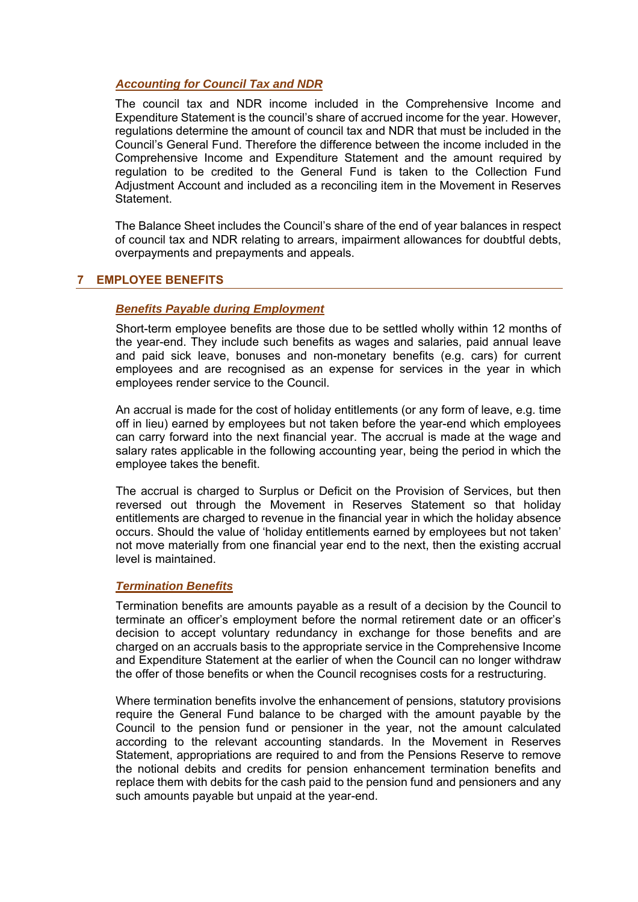### *Accounting for Council Tax and NDR*

The council tax and NDR income included in the Comprehensive Income and Expenditure Statement is the council's share of accrued income for the year. However, regulations determine the amount of council tax and NDR that must be included in the Council's General Fund. Therefore the difference between the income included in the Comprehensive Income and Expenditure Statement and the amount required by regulation to be credited to the General Fund is taken to the Collection Fund Adjustment Account and included as a reconciling item in the Movement in Reserves Statement.

The Balance Sheet includes the Council's share of the end of year balances in respect of council tax and NDR relating to arrears, impairment allowances for doubtful debts, overpayments and prepayments and appeals.

## 7 EMPLOYEE BENEFITS

### *Benefits Payable during Employment*

Short-term employee benefits are those due to be settled wholly within 12 months of the year-end. They include such benefits as wages and salaries, paid annual leave and paid sick leave, bonuses and non-monetary benefits (e.g. cars) for current employees and are recognised as an expense for services in the year in which employees render service to the Council.

An accrual is made for the cost of holiday entitlements (or any form of leave, e.g. time off in lieu) earned by employees but not taken before the year-end which employees can carry forward into the next financial year. The accrual is made at the wage and salary rates applicable in the following accounting year, being the period in which the employee takes the benefit.

The accrual is charged to Surplus or Deficit on the Provision of Services, but then reversed out through the Movement in Reserves Statement so that holiday entitlements are charged to revenue in the financial year in which the holiday absence occurs. Should the value of 'holiday entitlements earned by employees but not taken' not move materially from one financial year end to the next, then the existing accrual level is maintained.

### *Termination Benefits*

Termination benefits are amounts payable as a result of a decision by the Council to terminate an officer's employment before the normal retirement date or an officer's decision to accept voluntary redundancy in exchange for those benefits and are charged on an accruals basis to the appropriate service in the Comprehensive Income and Expenditure Statement at the earlier of when the Council can no longer withdraw the offer of those benefits or when the Council recognises costs for a restructuring.

Where termination benefits involve the enhancement of pensions, statutory provisions require the General Fund balance to be charged with the amount payable by the Council to the pension fund or pensioner in the year, not the amount calculated according to the relevant accounting standards. In the Movement in Reserves Statement, appropriations are required to and from the Pensions Reserve to remove the notional debits and credits for pension enhancement termination benefits and replace them with debits for the cash paid to the pension fund and pensioners and any such amounts payable but unpaid at the year-end.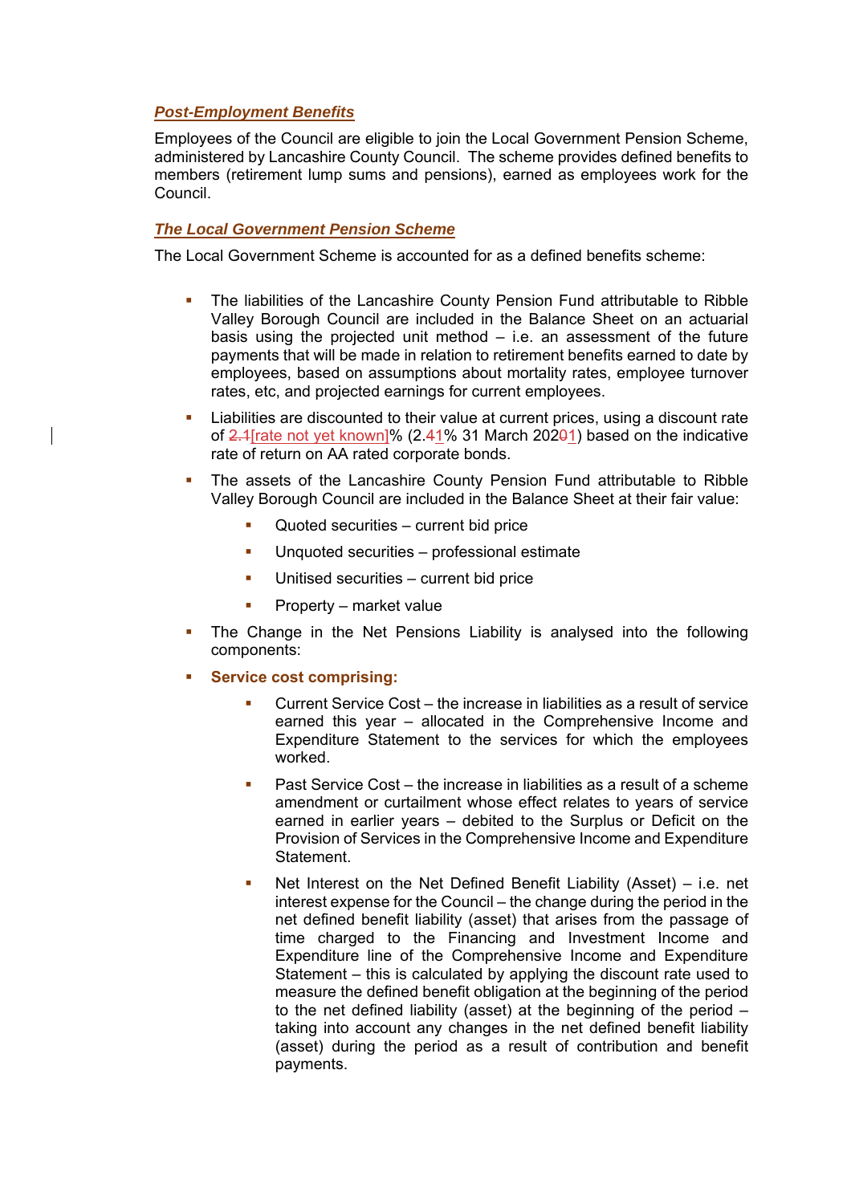## *Post-Employment Benefits*

Employees of the Council are eligible to join the Local Government Pension Scheme, administered by Lancashire County Council. The scheme provides defined benefits to members (retirement lump sums and pensions), earned as employees work for the Council.

## *The Local Government Pension Scheme*

The Local Government Scheme is accounted for as a defined benefits scheme:

- The liabilities of the Lancashire County Pension Fund attributable to Ribble Valley Borough Council are included in the Balance Sheet on an actuarial basis using the projected unit method – i.e. an assessment of the future payments that will be made in relation to retirement benefits earned to date by employees, based on assumptions about mortality rates, employee turnover rates, etc, and projected earnings for current employees.
- Liabilities are discounted to their value at current prices, using a discount rate of ~~2.1~~[rate not yet known]% (2.~~4~~1% 31 March 202~~0~~1) based on the indicative rate of return on AA rated corporate bonds.
- The assets of the Lancashire County Pension Fund attributable to Ribble Valley Borough Council are included in the Balance Sheet at their fair value:
  - Quoted securities – current bid price
  - Unquoted securities – professional estimate
  - Unitised securities – current bid price
  - Property – market value
- The Change in the Net Pensions Liability is analysed into the following components:
- **Service cost comprising:**
  - Current Service Cost – the increase in liabilities as a result of service earned this year – allocated in the Comprehensive Income and Expenditure Statement to the services for which the employees worked.
  - Past Service Cost – the increase in liabilities as a result of a scheme amendment or curtailment whose effect relates to years of service earned in earlier years – debited to the Surplus or Deficit on the Provision of Services in the Comprehensive Income and Expenditure Statement.
  - Net Interest on the Net Defined Benefit Liability (Asset) – i.e. net interest expense for the Council – the change during the period in the net defined benefit liability (asset) that arises from the passage of time charged to the Financing and Investment Income and Expenditure line of the Comprehensive Income and Expenditure Statement – this is calculated by applying the discount rate used to measure the defined benefit obligation at the beginning of the period to the net defined liability (asset) at the beginning of the period – taking into account any changes in the net defined benefit liability (asset) during the period as a result of contribution and benefit payments.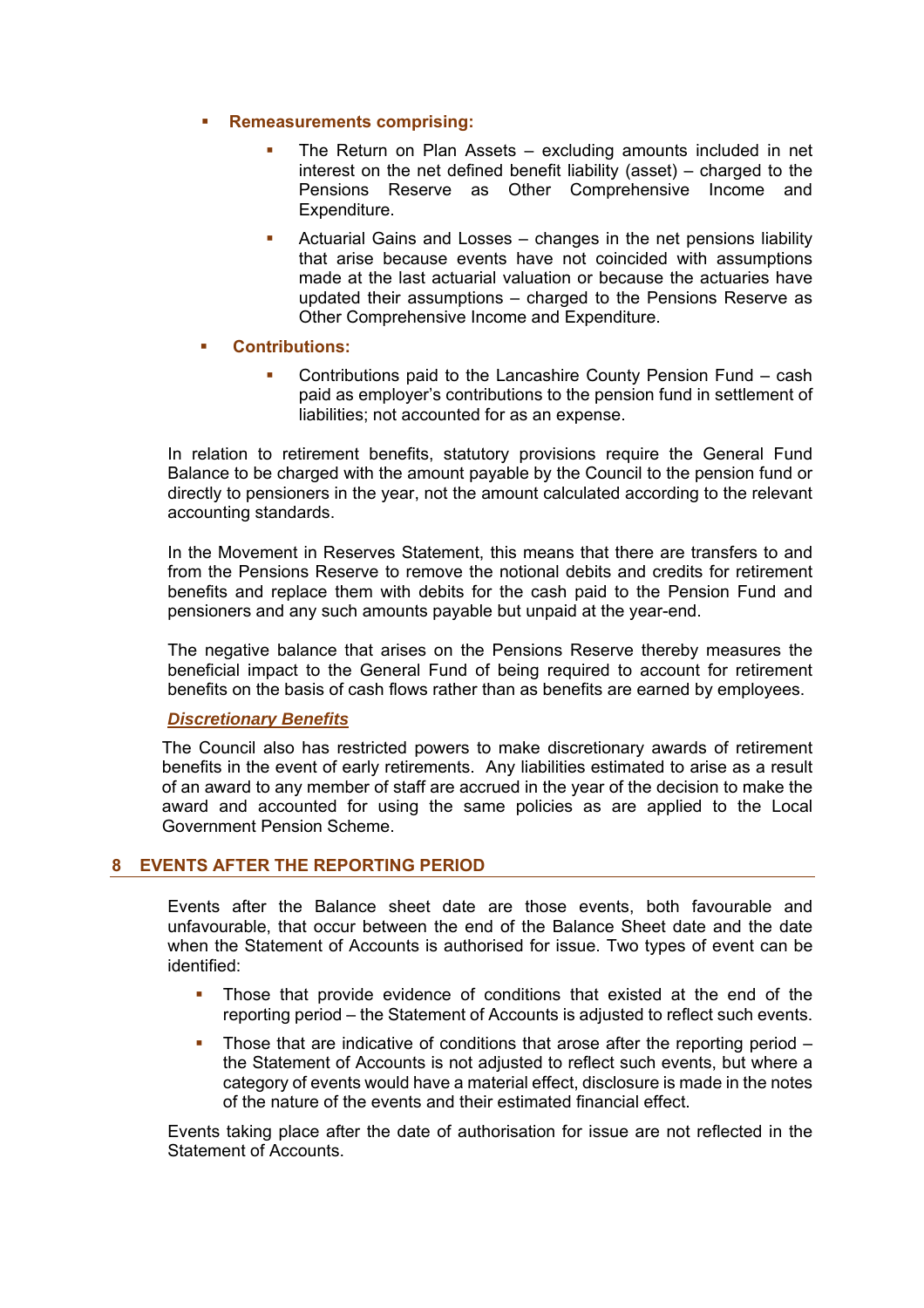- **Remeasurements comprising:**
    - The Return on Plan Assets – excluding amounts included in net interest on the net defined benefit liability (asset) – charged to the Pensions Reserve as Other Comprehensive Income and Expenditure.
    - Actuarial Gains and Losses – changes in the net pensions liability that arise because events have not coincided with assumptions made at the last actuarial valuation or because the actuaries have updated their assumptions – charged to the Pensions Reserve as Other Comprehensive Income and Expenditure.
- **Contributions:**
    - Contributions paid to the Lancashire County Pension Fund – cash paid as employer's contributions to the pension fund in settlement of liabilities; not accounted for as an expense.

In relation to retirement benefits, statutory provisions require the General Fund Balance to be charged with the amount payable by the Council to the pension fund or directly to pensioners in the year, not the amount calculated according to the relevant accounting standards.

In the Movement in Reserves Statement, this means that there are transfers to and from the Pensions Reserve to remove the notional debits and credits for retirement benefits and replace them with debits for the cash paid to the Pension Fund and pensioners and any such amounts payable but unpaid at the year-end.

The negative balance that arises on the Pensions Reserve thereby measures the beneficial impact to the General Fund of being required to account for retirement benefits on the basis of cash flows rather than as benefits are earned by employees.

***Discretionary Benefits***

The Council also has restricted powers to make discretionary awards of retirement benefits in the event of early retirements. Any liabilities estimated to arise as a result of an award to any member of staff are accrued in the year of the decision to make the award and accounted for using the same policies as are applied to the Local Government Pension Scheme.

## 8 EVENTS AFTER THE REPORTING PERIOD

Events after the Balance sheet date are those events, both favourable and unfavourable, that occur between the end of the Balance Sheet date and the date when the Statement of Accounts is authorised for issue. Two types of event can be identified:

- Those that provide evidence of conditions that existed at the end of the reporting period – the Statement of Accounts is adjusted to reflect such events.
- Those that are indicative of conditions that arose after the reporting period – the Statement of Accounts is not adjusted to reflect such events, but where a category of events would have a material effect, disclosure is made in the notes of the nature of the events and their estimated financial effect.

Events taking place after the date of authorisation for issue are not reflected in the Statement of Accounts.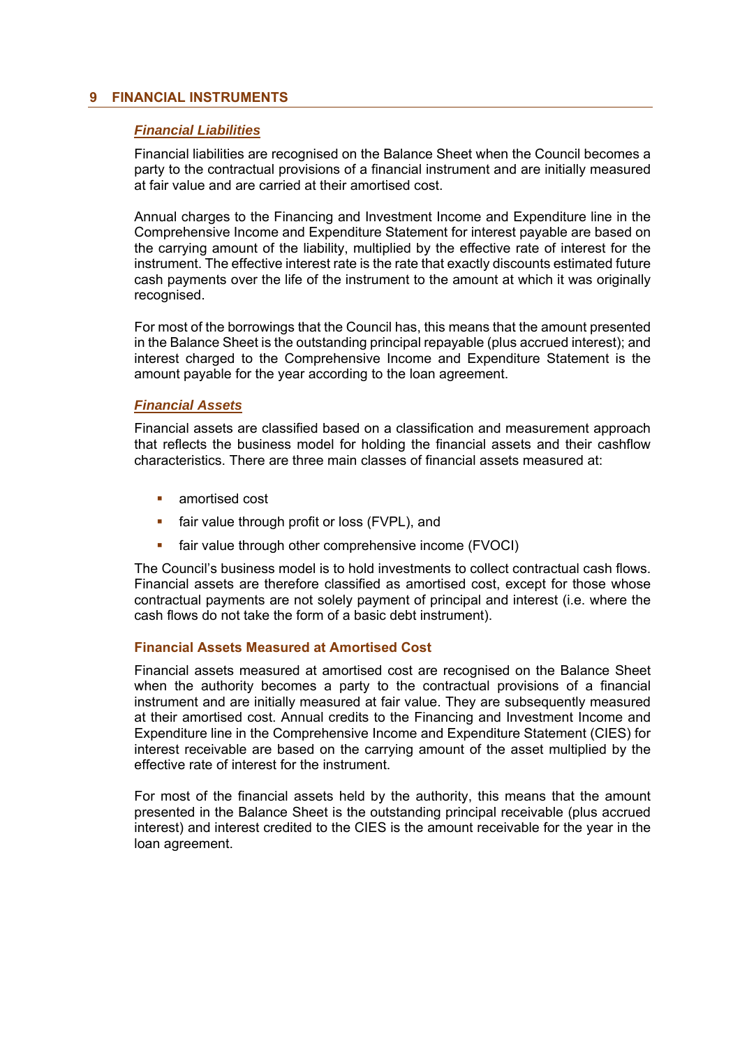## 9 FINANCIAL INSTRUMENTS

### ***Financial Liabilities***

Financial liabilities are recognised on the Balance Sheet when the Council becomes a party to the contractual provisions of a financial instrument and are initially measured at fair value and are carried at their amortised cost.

Annual charges to the Financing and Investment Income and Expenditure line in the Comprehensive Income and Expenditure Statement for interest payable are based on the carrying amount of the liability, multiplied by the effective rate of interest for the instrument. The effective interest rate is the rate that exactly discounts estimated future cash payments over the life of the instrument to the amount at which it was originally recognised.

For most of the borrowings that the Council has, this means that the amount presented in the Balance Sheet is the outstanding principal repayable (plus accrued interest); and interest charged to the Comprehensive Income and Expenditure Statement is the amount payable for the year according to the loan agreement.

### ***Financial Assets***

Financial assets are classified based on a classification and measurement approach that reflects the business model for holding the financial assets and their cashflow characteristics. There are three main classes of financial assets measured at:

- amortised cost
- fair value through profit or loss (FVPL), and
- fair value through other comprehensive income (FVOCI)

The Council's business model is to hold investments to collect contractual cash flows. Financial assets are therefore classified as amortised cost, except for those whose contractual payments are not solely payment of principal and interest (i.e. where the cash flows do not take the form of a basic debt instrument).

#### **Financial Assets Measured at Amortised Cost**

Financial assets measured at amortised cost are recognised on the Balance Sheet when the authority becomes a party to the contractual provisions of a financial instrument and are initially measured at fair value. They are subsequently measured at their amortised cost. Annual credits to the Financing and Investment Income and Expenditure line in the Comprehensive Income and Expenditure Statement (CIES) for interest receivable are based on the carrying amount of the asset multiplied by the effective rate of interest for the instrument.

For most of the financial assets held by the authority, this means that the amount presented in the Balance Sheet is the outstanding principal receivable (plus accrued interest) and interest credited to the CIES is the amount receivable for the year in the loan agreement.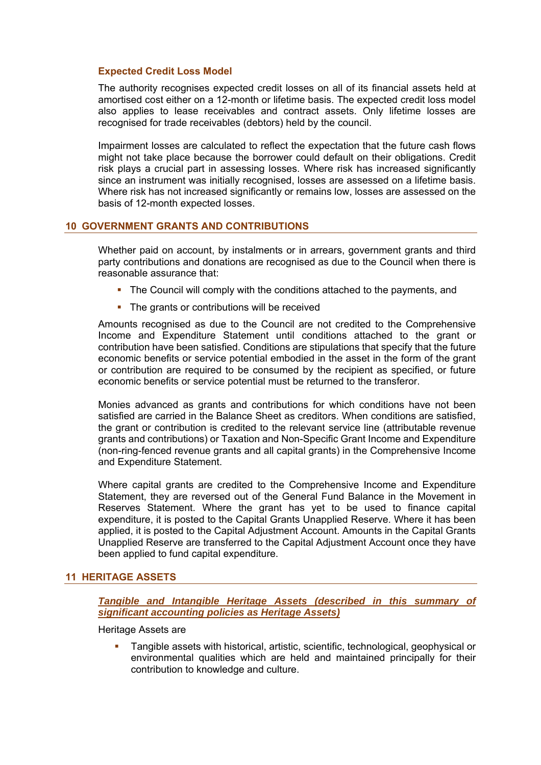**Expected Credit Loss Model**

The authority recognises expected credit losses on all of its financial assets held at amortised cost either on a 12-month or lifetime basis. The expected credit loss model also applies to lease receivables and contract assets. Only lifetime losses are recognised for trade receivables (debtors) held by the council.

Impairment losses are calculated to reflect the expectation that the future cash flows might not take place because the borrower could default on their obligations. Credit risk plays a crucial part in assessing losses. Where risk has increased significantly since an instrument was initially recognised, losses are assessed on a lifetime basis. Where risk has not increased significantly or remains low, losses are assessed on the basis of 12-month expected losses.

## 10 GOVERNMENT GRANTS AND CONTRIBUTIONS

Whether paid on account, by instalments or in arrears, government grants and third party contributions and donations are recognised as due to the Council when there is reasonable assurance that:

- The Council will comply with the conditions attached to the payments, and
- The grants or contributions will be received

Amounts recognised as due to the Council are not credited to the Comprehensive Income and Expenditure Statement until conditions attached to the grant or contribution have been satisfied. Conditions are stipulations that specify that the future economic benefits or service potential embodied in the asset in the form of the grant or contribution are required to be consumed by the recipient as specified, or future economic benefits or service potential must be returned to the transferor.

Monies advanced as grants and contributions for which conditions have not been satisfied are carried in the Balance Sheet as creditors. When conditions are satisfied, the grant or contribution is credited to the relevant service line (attributable revenue grants and contributions) or Taxation and Non-Specific Grant Income and Expenditure (non-ring-fenced revenue grants and all capital grants) in the Comprehensive Income and Expenditure Statement.

Where capital grants are credited to the Comprehensive Income and Expenditure Statement, they are reversed out of the General Fund Balance in the Movement in Reserves Statement. Where the grant has yet to be used to finance capital expenditure, it is posted to the Capital Grants Unapplied Reserve. Where it has been applied, it is posted to the Capital Adjustment Account. Amounts in the Capital Grants Unapplied Reserve are transferred to the Capital Adjustment Account once they have been applied to fund capital expenditure.

## 11 HERITAGE ASSETS

***Tangible and Intangible Heritage Assets (described in this summary of significant accounting policies as Heritage Assets)***

Heritage Assets are

- Tangible assets with historical, artistic, scientific, technological, geophysical or environmental qualities which are held and maintained principally for their contribution to knowledge and culture.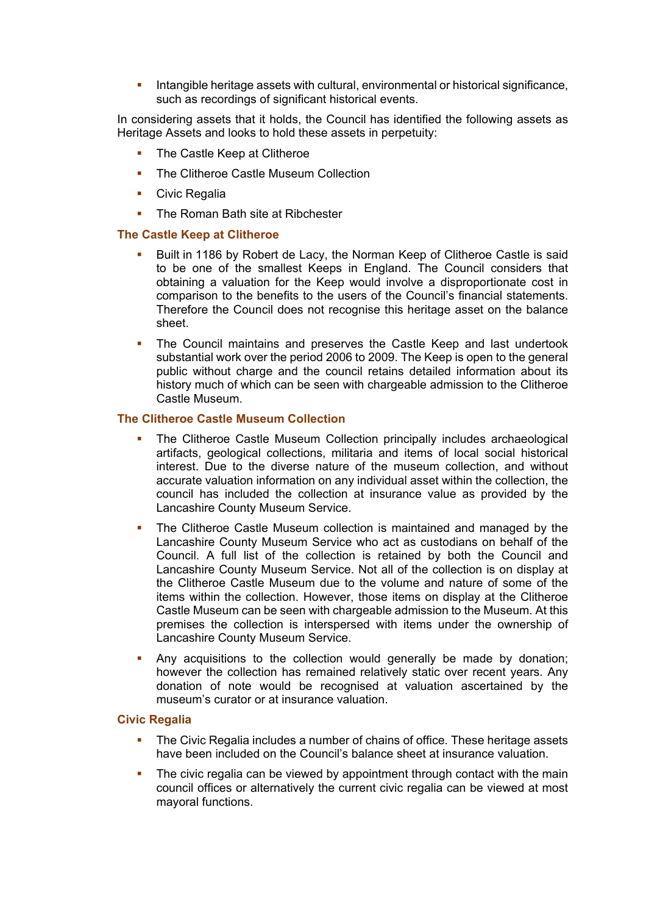- Intangible heritage assets with cultural, environmental or historical significance, such as recordings of significant historical events.

In considering assets that it holds, the Council has identified the following assets as Heritage Assets and looks to hold these assets in perpetuity:

- The Castle Keep at Clitheroe
- The Clitheroe Castle Museum Collection
- Civic Regalia
- The Roman Bath site at Ribchester

### The Castle Keep at Clitheroe

- Built in 1186 by Robert de Lacy, the Norman Keep of Clitheroe Castle is said to be one of the smallest Keeps in England. The Council considers that obtaining a valuation for the Keep would involve a disproportionate cost in comparison to the benefits to the users of the Council's financial statements. Therefore the Council does not recognise this heritage asset on the balance sheet.
- The Council maintains and preserves the Castle Keep and last undertook substantial work over the period 2006 to 2009. The Keep is open to the general public without charge and the council retains detailed information about its history much of which can be seen with chargeable admission to the Clitheroe Castle Museum.

### The Clitheroe Castle Museum Collection

- The Clitheroe Castle Museum Collection principally includes archaeological artifacts, geological collections, militaria and items of local social historical interest. Due to the diverse nature of the museum collection, and without accurate valuation information on any individual asset within the collection, the council has included the collection at insurance value as provided by the Lancashire County Museum Service.
- The Clitheroe Castle Museum collection is maintained and managed by the Lancashire County Museum Service who act as custodians on behalf of the Council. A full list of the collection is retained by both the Council and Lancashire County Museum Service. Not all of the collection is on display at the Clitheroe Castle Museum due to the volume and nature of some of the items within the collection. However, those items on display at the Clitheroe Castle Museum can be seen with chargeable admission to the Museum. At this premises the collection is interspersed with items under the ownership of Lancashire County Museum Service.
- Any acquisitions to the collection would generally be made by donation; however the collection has remained relatively static over recent years. Any donation of note would be recognised at valuation ascertained by the museum's curator or at insurance valuation.

### Civic Regalia

- The Civic Regalia includes a number of chains of office. These heritage assets have been included on the Council's balance sheet at insurance valuation.
- The civic regalia can be viewed by appointment through contact with the main council offices or alternatively the current civic regalia can be viewed at most mayoral functions.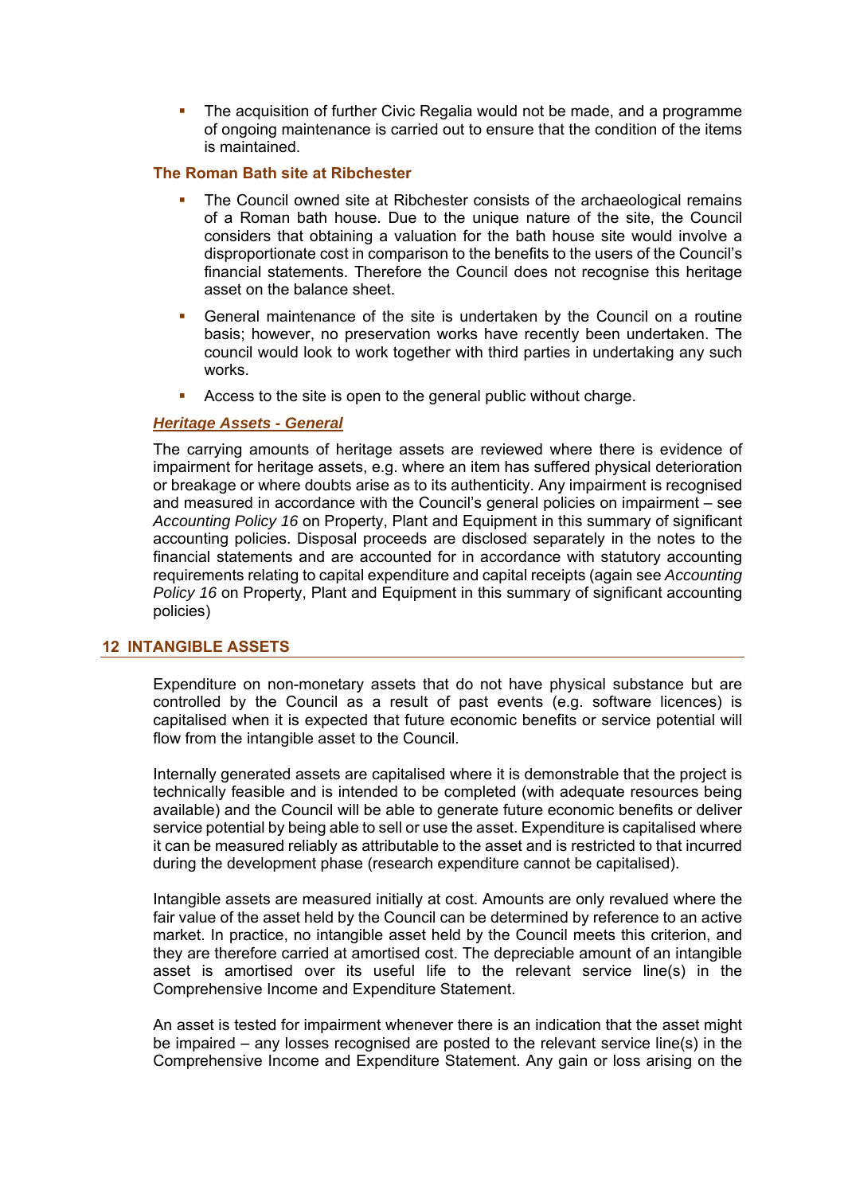- The acquisition of further Civic Regalia would not be made, and a programme of ongoing maintenance is carried out to ensure that the condition of the items is maintained.

**The Roman Bath site at Ribchester**

- The Council owned site at Ribchester consists of the archaeological remains of a Roman bath house. Due to the unique nature of the site, the Council considers that obtaining a valuation for the bath house site would involve a disproportionate cost in comparison to the benefits to the users of the Council's financial statements. Therefore the Council does not recognise this heritage asset on the balance sheet.
- General maintenance of the site is undertaken by the Council on a routine basis; however, no preservation works have recently been undertaken. The council would look to work together with third parties in undertaking any such works.
- Access to the site is open to the general public without charge.

***Heritage Assets - General***

The carrying amounts of heritage assets are reviewed where there is evidence of impairment for heritage assets, e.g. where an item has suffered physical deterioration or breakage or where doubts arise as to its authenticity. Any impairment is recognised and measured in accordance with the Council's general policies on impairment – see *Accounting Policy 16* on Property, Plant and Equipment in this summary of significant accounting policies. Disposal proceeds are disclosed separately in the notes to the financial statements and are accounted for in accordance with statutory accounting requirements relating to capital expenditure and capital receipts (again see *Accounting Policy 16* on Property, Plant and Equipment in this summary of significant accounting policies)

## 12 INTANGIBLE ASSETS

Expenditure on non-monetary assets that do not have physical substance but are controlled by the Council as a result of past events (e.g. software licences) is capitalised when it is expected that future economic benefits or service potential will flow from the intangible asset to the Council.

Internally generated assets are capitalised where it is demonstrable that the project is technically feasible and is intended to be completed (with adequate resources being available) and the Council will be able to generate future economic benefits or deliver service potential by being able to sell or use the asset. Expenditure is capitalised where it can be measured reliably as attributable to the asset and is restricted to that incurred during the development phase (research expenditure cannot be capitalised).

Intangible assets are measured initially at cost. Amounts are only revalued where the fair value of the asset held by the Council can be determined by reference to an active market. In practice, no intangible asset held by the Council meets this criterion, and they are therefore carried at amortised cost. The depreciable amount of an intangible asset is amortised over its useful life to the relevant service line(s) in the Comprehensive Income and Expenditure Statement.

An asset is tested for impairment whenever there is an indication that the asset might be impaired – any losses recognised are posted to the relevant service line(s) in the Comprehensive Income and Expenditure Statement. Any gain or loss arising on the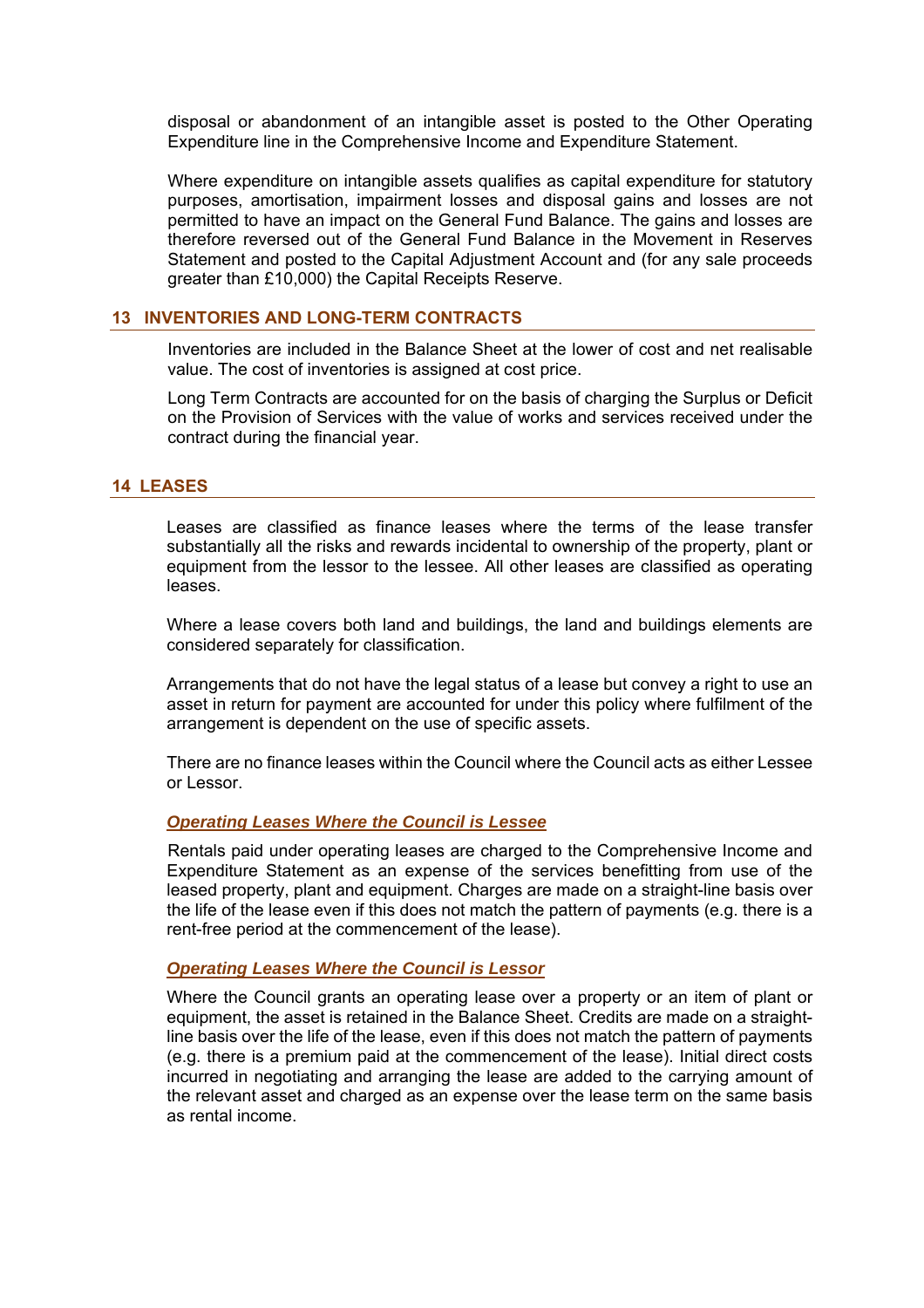disposal or abandonment of an intangible asset is posted to the Other Operating Expenditure line in the Comprehensive Income and Expenditure Statement.

Where expenditure on intangible assets qualifies as capital expenditure for statutory purposes, amortisation, impairment losses and disposal gains and losses are not permitted to have an impact on the General Fund Balance. The gains and losses are therefore reversed out of the General Fund Balance in the Movement in Reserves Statement and posted to the Capital Adjustment Account and (for any sale proceeds greater than £10,000) the Capital Receipts Reserve.

## 13 INVENTORIES AND LONG-TERM CONTRACTS

Inventories are included in the Balance Sheet at the lower of cost and net realisable value. The cost of inventories is assigned at cost price.

Long Term Contracts are accounted for on the basis of charging the Surplus or Deficit on the Provision of Services with the value of works and services received under the contract during the financial year.

## 14 LEASES

Leases are classified as finance leases where the terms of the lease transfer substantially all the risks and rewards incidental to ownership of the property, plant or equipment from the lessor to the lessee. All other leases are classified as operating leases.

Where a lease covers both land and buildings, the land and buildings elements are considered separately for classification.

Arrangements that do not have the legal status of a lease but convey a right to use an asset in return for payment are accounted for under this policy where fulfilment of the arrangement is dependent on the use of specific assets.

There are no finance leases within the Council where the Council acts as either Lessee or Lessor.

***Operating Leases Where the Council is Lessee***

Rentals paid under operating leases are charged to the Comprehensive Income and Expenditure Statement as an expense of the services benefitting from use of the leased property, plant and equipment. Charges are made on a straight-line basis over the life of the lease even if this does not match the pattern of payments (e.g. there is a rent-free period at the commencement of the lease).

***Operating Leases Where the Council is Lessor***

Where the Council grants an operating lease over a property or an item of plant or equipment, the asset is retained in the Balance Sheet. Credits are made on a straight-line basis over the life of the lease, even if this does not match the pattern of payments (e.g. there is a premium paid at the commencement of the lease). Initial direct costs incurred in negotiating and arranging the lease are added to the carrying amount of the relevant asset and charged as an expense over the lease term on the same basis as rental income.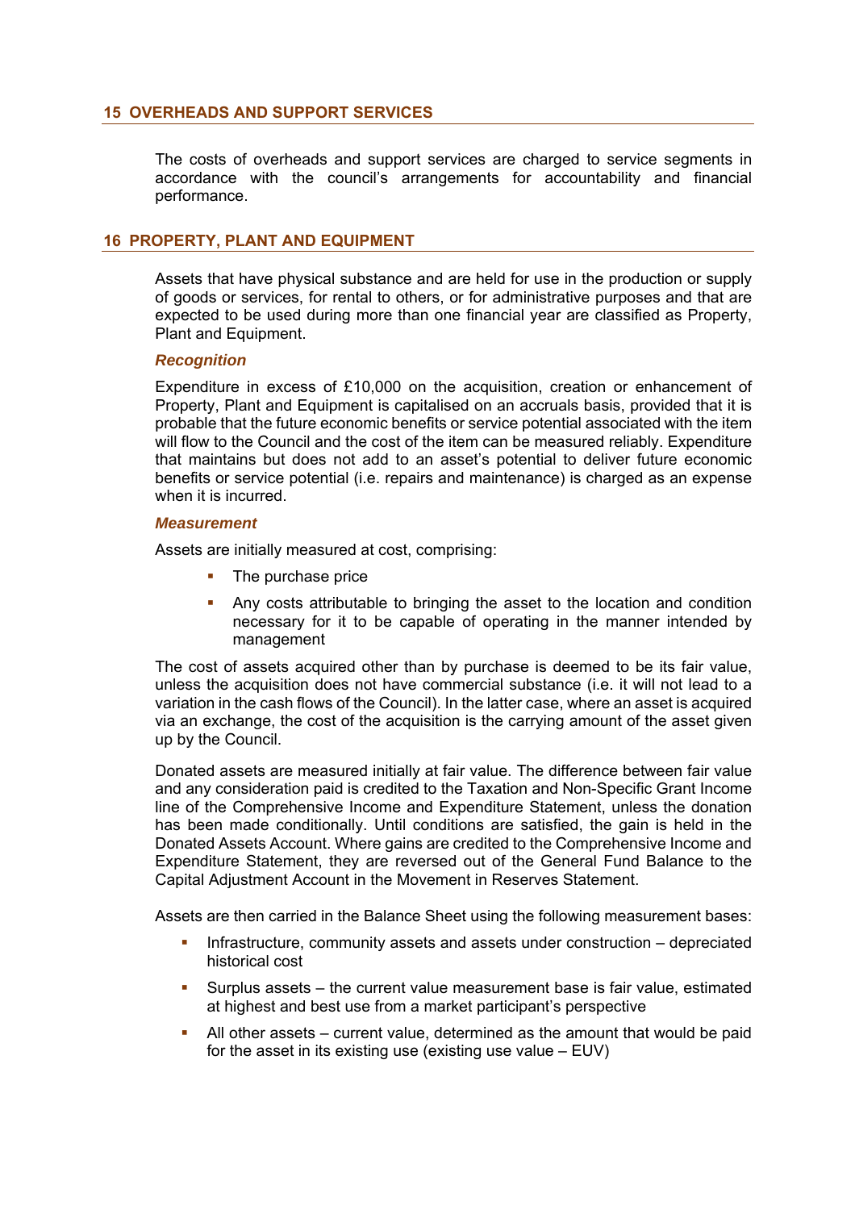## 15 OVERHEADS AND SUPPORT SERVICES

The costs of overheads and support services are charged to service segments in accordance with the council's arrangements for accountability and financial performance.

## 16 PROPERTY, PLANT AND EQUIPMENT

Assets that have physical substance and are held for use in the production or supply of goods or services, for rental to others, or for administrative purposes and that are expected to be used during more than one financial year are classified as Property, Plant and Equipment.

### *Recognition*

Expenditure in excess of £10,000 on the acquisition, creation or enhancement of Property, Plant and Equipment is capitalised on an accruals basis, provided that it is probable that the future economic benefits or service potential associated with the item will flow to the Council and the cost of the item can be measured reliably. Expenditure that maintains but does not add to an asset's potential to deliver future economic benefits or service potential (i.e. repairs and maintenance) is charged as an expense when it is incurred.

### *Measurement*

Assets are initially measured at cost, comprising:

- The purchase price
- Any costs attributable to bringing the asset to the location and condition necessary for it to be capable of operating in the manner intended by management

The cost of assets acquired other than by purchase is deemed to be its fair value, unless the acquisition does not have commercial substance (i.e. it will not lead to a variation in the cash flows of the Council). In the latter case, where an asset is acquired via an exchange, the cost of the acquisition is the carrying amount of the asset given up by the Council.

Donated assets are measured initially at fair value. The difference between fair value and any consideration paid is credited to the Taxation and Non-Specific Grant Income line of the Comprehensive Income and Expenditure Statement, unless the donation has been made conditionally. Until conditions are satisfied, the gain is held in the Donated Assets Account. Where gains are credited to the Comprehensive Income and Expenditure Statement, they are reversed out of the General Fund Balance to the Capital Adjustment Account in the Movement in Reserves Statement.

Assets are then carried in the Balance Sheet using the following measurement bases:

- Infrastructure, community assets and assets under construction – depreciated historical cost
- Surplus assets – the current value measurement base is fair value, estimated at highest and best use from a market participant's perspective
- All other assets – current value, determined as the amount that would be paid for the asset in its existing use (existing use value – EUV)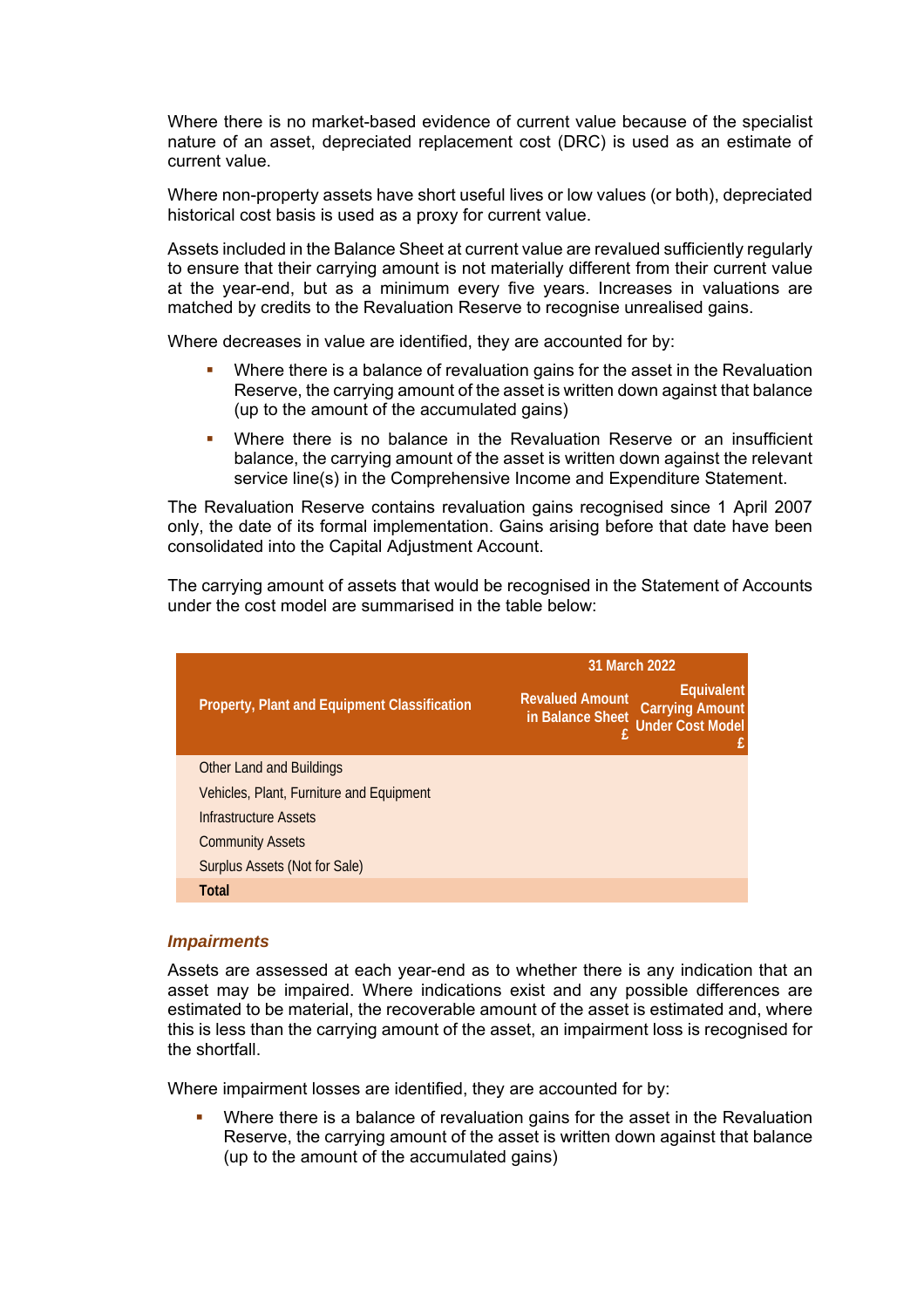Where there is no market-based evidence of current value because of the specialist nature of an asset, depreciated replacement cost (DRC) is used as an estimate of current value.

Where non-property assets have short useful lives or low values (or both), depreciated historical cost basis is used as a proxy for current value.

Assets included in the Balance Sheet at current value are revalued sufficiently regularly to ensure that their carrying amount is not materially different from their current value at the year-end, but as a minimum every five years. Increases in valuations are matched by credits to the Revaluation Reserve to recognise unrealised gains.

Where decreases in value are identified, they are accounted for by:

- Where there is a balance of revaluation gains for the asset in the Revaluation Reserve, the carrying amount of the asset is written down against that balance (up to the amount of the accumulated gains)
- Where there is no balance in the Revaluation Reserve or an insufficient balance, the carrying amount of the asset is written down against the relevant service line(s) in the Comprehensive Income and Expenditure Statement.

The Revaluation Reserve contains revaluation gains recognised since 1 April 2007 only, the date of its formal implementation. Gains arising before that date have been consolidated into the Capital Adjustment Account.

The carrying amount of assets that would be recognised in the Statement of Accounts under the cost model are summarised in the table below:

| Property, Plant and Equipment Classification | 31 March 2022 | |
|---|---|---|
| | Revalued Amount in Balance Sheet £ | Equivalent Carrying Amount Under Cost Model £ |
| Other Land and Buildings | | |
| Vehicles, Plant, Furniture and Equipment | | |
| Infrastructure Assets | | |
| Community Assets | | |
| Surplus Assets (Not for Sale) | | |
| **Total** | | |

### *Impairments*

Assets are assessed at each year-end as to whether there is any indication that an asset may be impaired. Where indications exist and any possible differences are estimated to be material, the recoverable amount of the asset is estimated and, where this is less than the carrying amount of the asset, an impairment loss is recognised for the shortfall.

Where impairment losses are identified, they are accounted for by:

- Where there is a balance of revaluation gains for the asset in the Revaluation Reserve, the carrying amount of the asset is written down against that balance (up to the amount of the accumulated gains)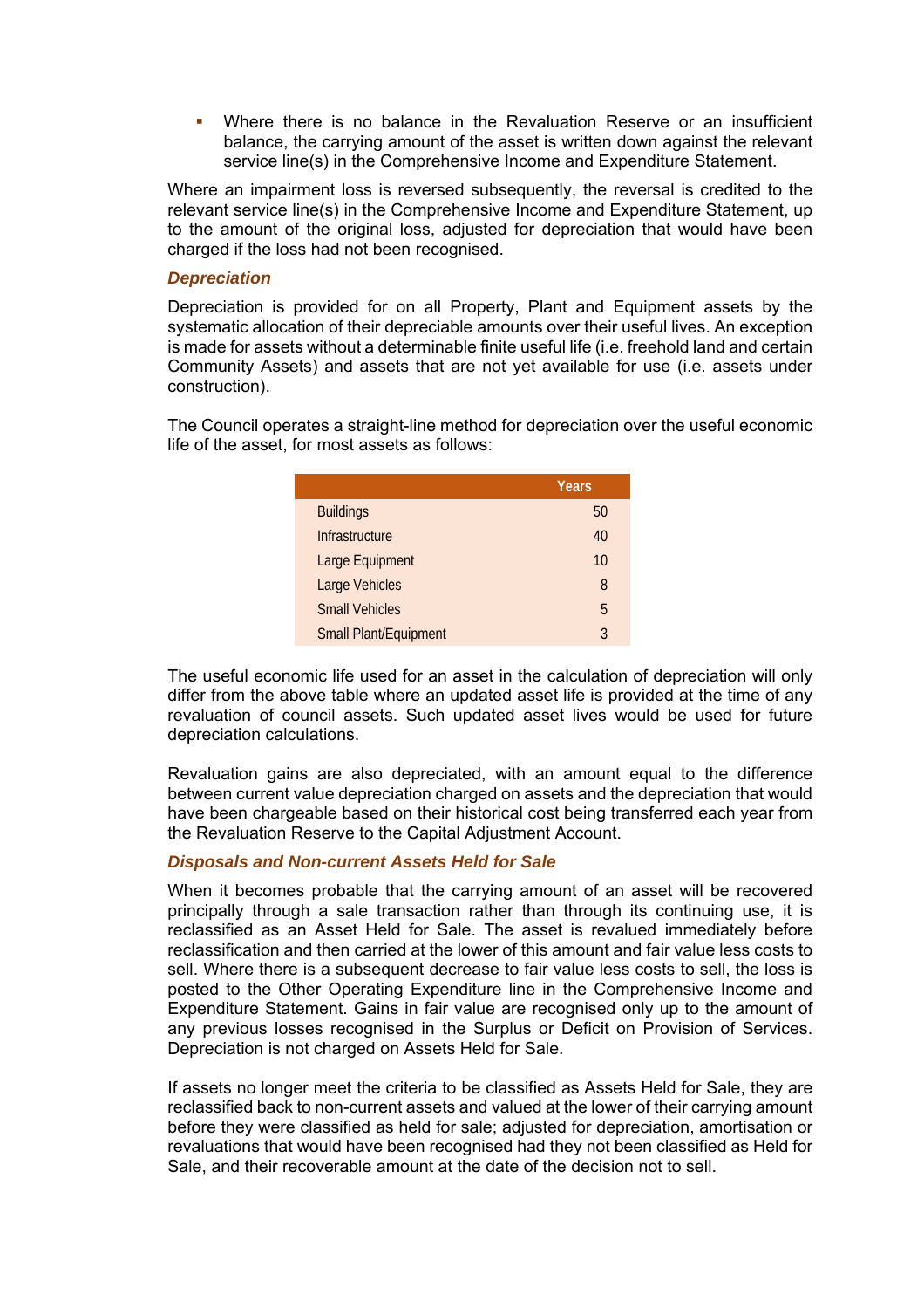- Where there is no balance in the Revaluation Reserve or an insufficient balance, the carrying amount of the asset is written down against the relevant service line(s) in the Comprehensive Income and Expenditure Statement.

Where an impairment loss is reversed subsequently, the reversal is credited to the relevant service line(s) in the Comprehensive Income and Expenditure Statement, up to the amount of the original loss, adjusted for depreciation that would have been charged if the loss had not been recognised.

***Depreciation***

Depreciation is provided for on all Property, Plant and Equipment assets by the systematic allocation of their depreciable amounts over their useful lives. An exception is made for assets without a determinable finite useful life (i.e. freehold land and certain Community Assets) and assets that are not yet available for use (i.e. assets under construction).

The Council operates a straight-line method for depreciation over the useful economic life of the asset, for most assets as follows:

| | Years |
|---|---|
| Buildings | 50 |
| Infrastructure | 40 |
| Large Equipment | 10 |
| Large Vehicles | 8 |
| Small Vehicles | 5 |
| Small Plant/Equipment | 3 |

The useful economic life used for an asset in the calculation of depreciation will only differ from the above table where an updated asset life is provided at the time of any revaluation of council assets. Such updated asset lives would be used for future depreciation calculations.

Revaluation gains are also depreciated, with an amount equal to the difference between current value depreciation charged on assets and the depreciation that would have been chargeable based on their historical cost being transferred each year from the Revaluation Reserve to the Capital Adjustment Account.

***Disposals and Non-current Assets Held for Sale***

When it becomes probable that the carrying amount of an asset will be recovered principally through a sale transaction rather than through its continuing use, it is reclassified as an Asset Held for Sale. The asset is revalued immediately before reclassification and then carried at the lower of this amount and fair value less costs to sell. Where there is a subsequent decrease to fair value less costs to sell, the loss is posted to the Other Operating Expenditure line in the Comprehensive Income and Expenditure Statement. Gains in fair value are recognised only up to the amount of any previous losses recognised in the Surplus or Deficit on Provision of Services. Depreciation is not charged on Assets Held for Sale.

If assets no longer meet the criteria to be classified as Assets Held for Sale, they are reclassified back to non-current assets and valued at the lower of their carrying amount before they were classified as held for sale; adjusted for depreciation, amortisation or revaluations that would have been recognised had they not been classified as Held for Sale, and their recoverable amount at the date of the decision not to sell.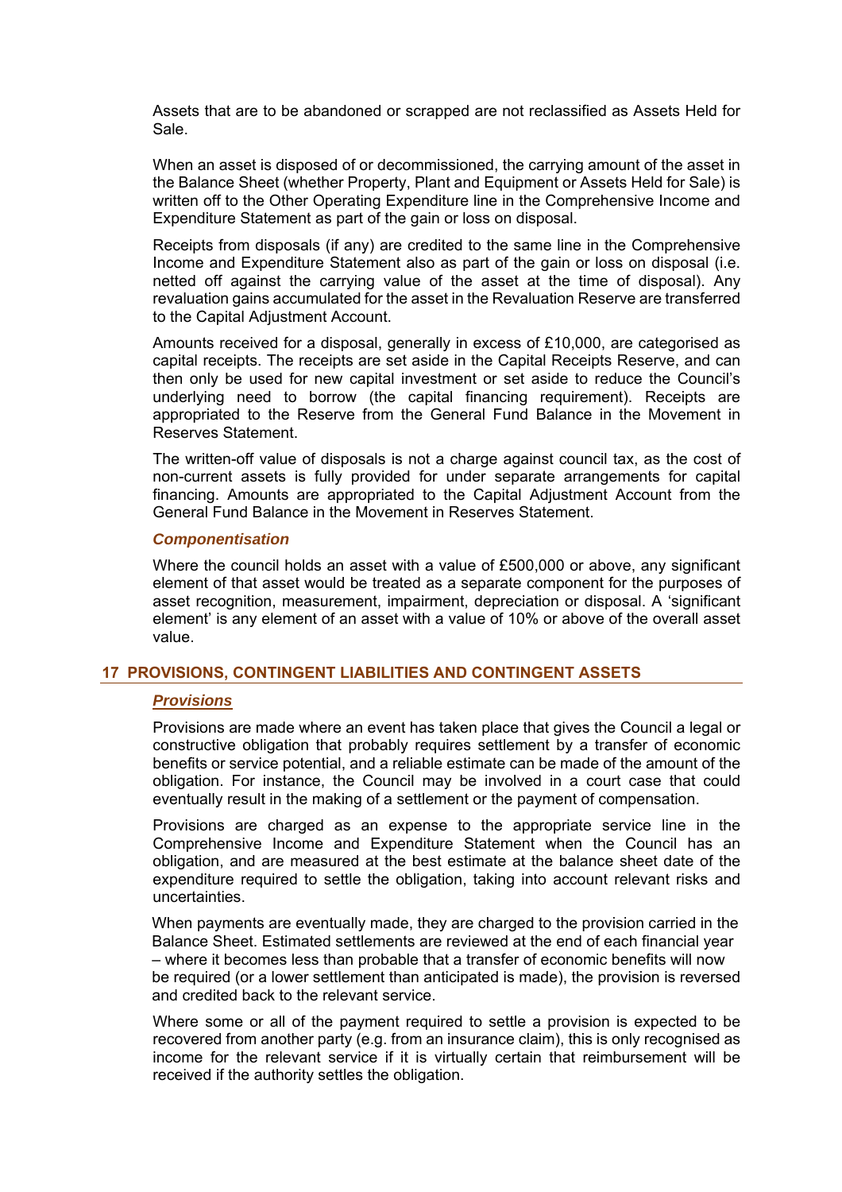Assets that are to be abandoned or scrapped are not reclassified as Assets Held for Sale.

When an asset is disposed of or decommissioned, the carrying amount of the asset in the Balance Sheet (whether Property, Plant and Equipment or Assets Held for Sale) is written off to the Other Operating Expenditure line in the Comprehensive Income and Expenditure Statement as part of the gain or loss on disposal.

Receipts from disposals (if any) are credited to the same line in the Comprehensive Income and Expenditure Statement also as part of the gain or loss on disposal (i.e. netted off against the carrying value of the asset at the time of disposal). Any revaluation gains accumulated for the asset in the Revaluation Reserve are transferred to the Capital Adjustment Account.

Amounts received for a disposal, generally in excess of £10,000, are categorised as capital receipts. The receipts are set aside in the Capital Receipts Reserve, and can then only be used for new capital investment or set aside to reduce the Council's underlying need to borrow (the capital financing requirement). Receipts are appropriated to the Reserve from the General Fund Balance in the Movement in Reserves Statement.

The written-off value of disposals is not a charge against council tax, as the cost of non-current assets is fully provided for under separate arrangements for capital financing. Amounts are appropriated to the Capital Adjustment Account from the General Fund Balance in the Movement in Reserves Statement.

***Componentisation***

Where the council holds an asset with a value of £500,000 or above, any significant element of that asset would be treated as a separate component for the purposes of asset recognition, measurement, impairment, depreciation or disposal. A 'significant element' is any element of an asset with a value of 10% or above of the overall asset value.

## 17 PROVISIONS, CONTINGENT LIABILITIES AND CONTINGENT ASSETS

***Provisions***

Provisions are made where an event has taken place that gives the Council a legal or constructive obligation that probably requires settlement by a transfer of economic benefits or service potential, and a reliable estimate can be made of the amount of the obligation. For instance, the Council may be involved in a court case that could eventually result in the making of a settlement or the payment of compensation.

Provisions are charged as an expense to the appropriate service line in the Comprehensive Income and Expenditure Statement when the Council has an obligation, and are measured at the best estimate at the balance sheet date of the expenditure required to settle the obligation, taking into account relevant risks and uncertainties.

When payments are eventually made, they are charged to the provision carried in the Balance Sheet. Estimated settlements are reviewed at the end of each financial year – where it becomes less than probable that a transfer of economic benefits will now be required (or a lower settlement than anticipated is made), the provision is reversed and credited back to the relevant service.

Where some or all of the payment required to settle a provision is expected to be recovered from another party (e.g. from an insurance claim), this is only recognised as income for the relevant service if it is virtually certain that reimbursement will be received if the authority settles the obligation.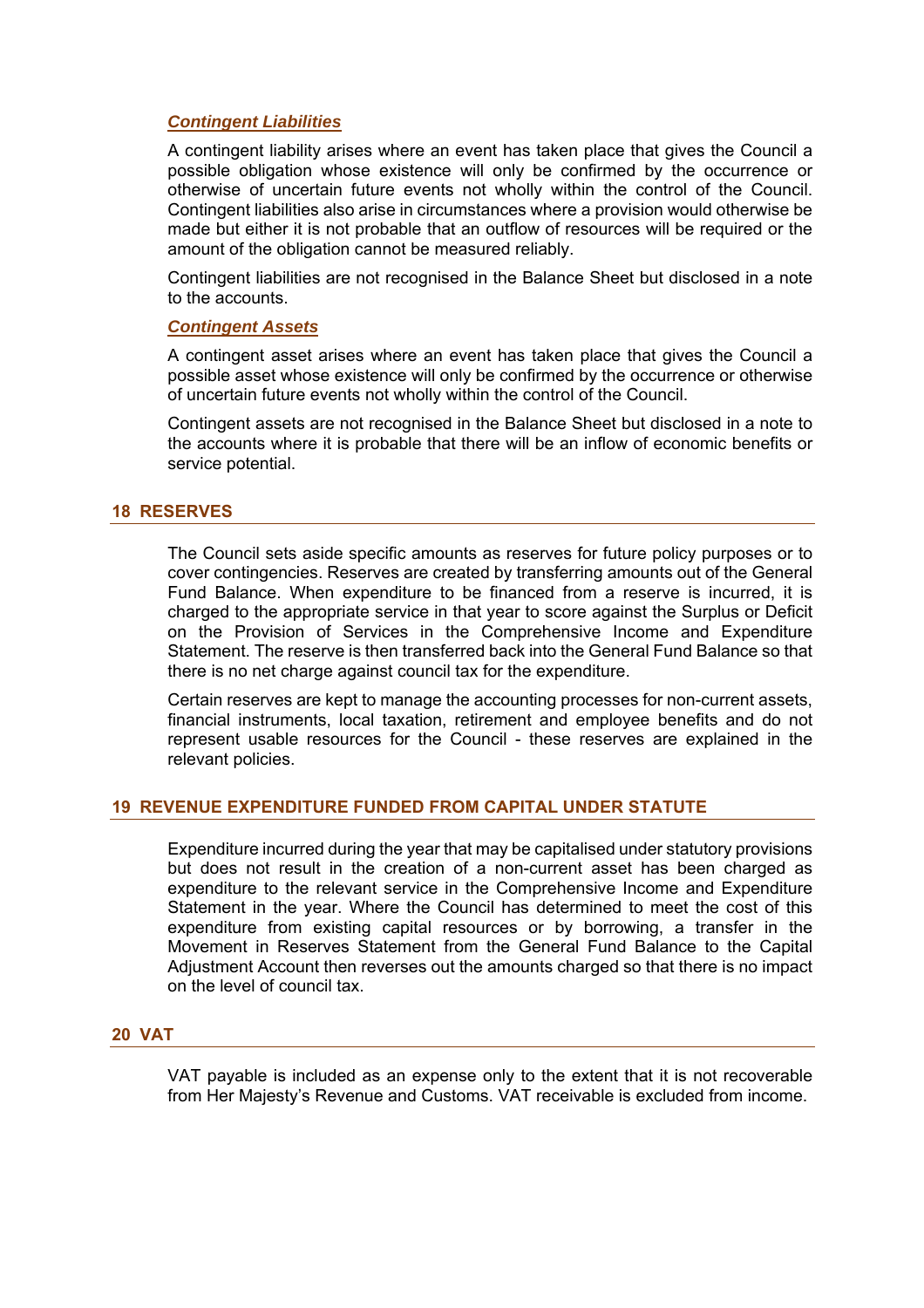***Contingent Liabilities***

A contingent liability arises where an event has taken place that gives the Council a possible obligation whose existence will only be confirmed by the occurrence or otherwise of uncertain future events not wholly within the control of the Council. Contingent liabilities also arise in circumstances where a provision would otherwise be made but either it is not probable that an outflow of resources will be required or the amount of the obligation cannot be measured reliably.

Contingent liabilities are not recognised in the Balance Sheet but disclosed in a note to the accounts.

***Contingent Assets***

A contingent asset arises where an event has taken place that gives the Council a possible asset whose existence will only be confirmed by the occurrence or otherwise of uncertain future events not wholly within the control of the Council.

Contingent assets are not recognised in the Balance Sheet but disclosed in a note to the accounts where it is probable that there will be an inflow of economic benefits or service potential.

## 18 RESERVES

The Council sets aside specific amounts as reserves for future policy purposes or to cover contingencies. Reserves are created by transferring amounts out of the General Fund Balance. When expenditure to be financed from a reserve is incurred, it is charged to the appropriate service in that year to score against the Surplus or Deficit on the Provision of Services in the Comprehensive Income and Expenditure Statement. The reserve is then transferred back into the General Fund Balance so that there is no net charge against council tax for the expenditure.

Certain reserves are kept to manage the accounting processes for non-current assets, financial instruments, local taxation, retirement and employee benefits and do not represent usable resources for the Council - these reserves are explained in the relevant policies.

## 19 REVENUE EXPENDITURE FUNDED FROM CAPITAL UNDER STATUTE

Expenditure incurred during the year that may be capitalised under statutory provisions but does not result in the creation of a non-current asset has been charged as expenditure to the relevant service in the Comprehensive Income and Expenditure Statement in the year. Where the Council has determined to meet the cost of this expenditure from existing capital resources or by borrowing, a transfer in the Movement in Reserves Statement from the General Fund Balance to the Capital Adjustment Account then reverses out the amounts charged so that there is no impact on the level of council tax.

## 20 VAT

VAT payable is included as an expense only to the extent that it is not recoverable from Her Majesty's Revenue and Customs. VAT receivable is excluded from income.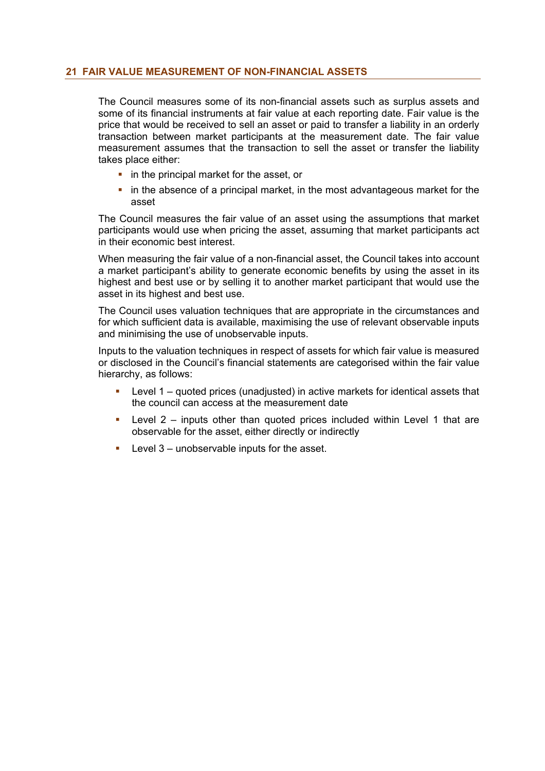## 21 FAIR VALUE MEASUREMENT OF NON-FINANCIAL ASSETS

The Council measures some of its non-financial assets such as surplus assets and some of its financial instruments at fair value at each reporting date. Fair value is the price that would be received to sell an asset or paid to transfer a liability in an orderly transaction between market participants at the measurement date. The fair value measurement assumes that the transaction to sell the asset or transfer the liability takes place either:

- in the principal market for the asset, or
- in the absence of a principal market, in the most advantageous market for the asset

The Council measures the fair value of an asset using the assumptions that market participants would use when pricing the asset, assuming that market participants act in their economic best interest.

When measuring the fair value of a non-financial asset, the Council takes into account a market participant's ability to generate economic benefits by using the asset in its highest and best use or by selling it to another market participant that would use the asset in its highest and best use.

The Council uses valuation techniques that are appropriate in the circumstances and for which sufficient data is available, maximising the use of relevant observable inputs and minimising the use of unobservable inputs.

Inputs to the valuation techniques in respect of assets for which fair value is measured or disclosed in the Council's financial statements are categorised within the fair value hierarchy, as follows:

- Level 1 – quoted prices (unadjusted) in active markets for identical assets that the council can access at the measurement date
- Level 2 – inputs other than quoted prices included within Level 1 that are observable for the asset, either directly or indirectly
- Level 3 – unobservable inputs for the asset.